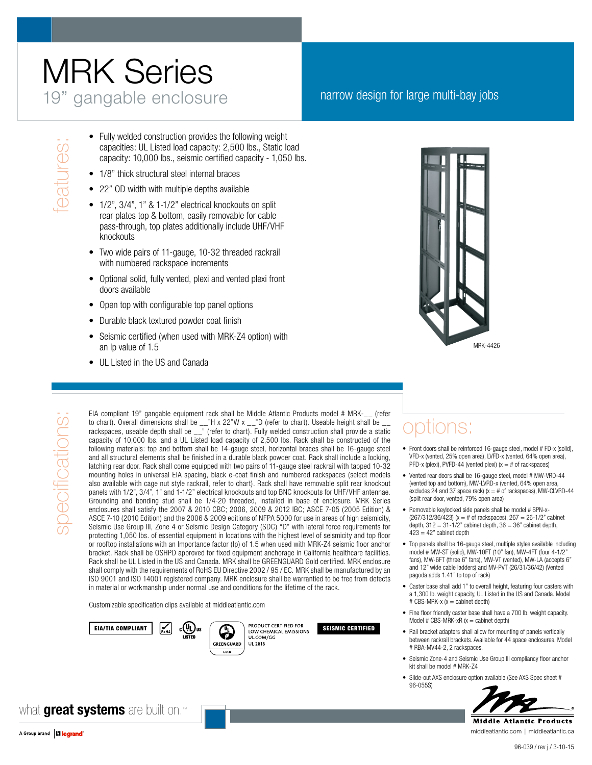# MRK Series

## 19" gangable enclosure

narrow design for large multi-bay jobs

## features:

- Fully welded construction provides the following weight capacities: UL Listed load capacity: 2,500 lbs., Static load capacity: 10,000 lbs., seismic certified capacity - 1,050 lbs.
- 1/8" thick structural steel internal braces
- 22" OD width with multiple depths available
- 1/2", 3/4", 1" & 1-1/2" electrical knockouts on split rear plates top & bottom, easily removable for cable pass-through, top plates additionally include UHF/VHF knockouts
- Two wide pairs of 11-gauge, 10-32 threaded rackrail with numbered rackspace increments
- Optional solid, fully vented, plexi and vented plexi front doors available
- Open top with configurable top panel options
- Durable black textured powder coat finish
- Seismic certified (when used with MRK-Z4 option) with an Ip value of 1.5
- UL Listed in the US and Canada

MRK-4426

## specifications:

EIA compliant 19" gangable equipment rack shall be Middle Atlantic Products model # MRK-__ (refer to chart). Overall dimensions shall be __"H x 22"W x __"D (refer to chart). Useable height shall be __ rackspaces, useable depth shall be __" (refer to chart). Fully welded construction shall provide a static capacity of 10,000 lbs. and a UL Listed load capacity of 2,500 lbs. Rack shall be constructed of the following materials: top and bottom shall be 14-gauge steel, horizontal braces shall be 16-gauge steel and all structural elements shall be finished in a durable black powder coat. Rack shall include a locking, latching rear door. Rack shall come equipped with two pairs of 11-gauge steel rackrail with tapped 10-32 mounting holes in universal EIA spacing, black e-coat finish and numbered rackspaces (select models also available with cage nut style rackrail, refer to chart). Rack shall have removable split rear knockout panels with 1/2", 3/4", 1" and 1-1/2" electrical knockouts and top BNC knockouts for UHF/VHF antennae. Grounding and bonding stud shall be 1/4-20 threaded, installed in base of enclosure. MRK Series enclosures shall satisfy the 2007 & 2010 CBC; 2006, 2009 & 2012 IBC; ASCE 7-05 (2005 Edition) & ASCE 7-10 (2010 Edition) and the 2006 & 2009 editions of NFPA 5000 for use in areas of high seismicity, Seismic Use Group III, Zone 4 or Seismic Design Category (SDC) "D" with lateral force requirements for protecting 1,050 lbs. of essential equipment in locations with the highest level of seismicity and top floor or rooftop installations with an Importance factor (Ip) of 1.5 when used with MRK-Z4 seismic floor anchor bracket. Rack shall be OSHPD approved for fixed equipment anchorage in California healthcare facilities. Rack shall be UL Listed in the US and Canada. MRK shall be GREENGUARD Gold certified. MRK enclosure shall comply with the requirements of RoHS EU Directive 2002 / 95 / EC. MRK shall be manufactured by an ISO 9001 and ISO 14001 registered company. MRK enclosure shall be warrantied to be free from defects in material or workmanship under normal use and conditions for the lifetime of the rack.

Customizable specification clips available at middleatlantic.com

EIA/TIA COMPLIANT | RoHS | c UL us LISTED | GREENGUARD GOLD — PRODUCT CERTIFIED FOR LOW CHEMICAL EMISSIONS UL.COM/GG UL 2818 | SEISMIC CERTIFIED

## options:

- Front doors shall be reinforced 16-gauge steel, model # FD-x (solid), VFD-x (vented, 25% open area), LVFD-x (vented, 64% open area), PFD-x (plexi), PVFD-44 (vented plexi) (x = # of rackspaces)
- Vented rear doors shall be 16-gauge steel, model # MW-VRD-44 (vented top and bottom), MW-LVRD-x (vented, 64% open area, excludes 24 and 37 space rack) (x = # of rackspaces), MW-CLVRD-44 (split rear door, vented, 79% open area)
- Removable keylocked side panels shall be model # SPN-x-(267/312/36/423) (x = # of rackspaces), 267 = 26-1/2" cabinet depth, 312 = 31-1/2" cabinet depth, 36 = 36" cabinet depth, 423 = 42" cabinet depth
- Top panels shall be 16-gauge steel, multiple styles available including model # MW-ST (solid), MW-10FT (10" fan), MW-4FT (four 4-1/2" fans), MW-6FT (three 6" fans), MW-VT (vented), MW-LA (accepts 6" and 12" wide cable ladders) and MV-PVT (26/31/36/42) (Vented pagoda adds 1.41" to top of rack)
- Caster base shall add 1" to overall height, featuring four casters with a 1,300 lb. weight capacity, UL Listed in the US and Canada. Model # CBS-MRK-x (x = cabinet depth)
- Fine floor friendly caster base shall have a 700 lb. weight capacity. Model # CBS-MRK-xR (x = cabinet depth)
- Rail bracket adapters shall allow for mounting of panels vertically between rackrail brackets. Available for 44 space enclosures. Model # RBA-MV44-2, 2 rackspaces.
- Seismic Zone-4 and Seismic Use Group III compliancy floor anchor kit shall be model # MRK-Z4
- Slide-out AXS enclosure option available (See AXS Spec sheet # 96-055S)

what **great systems** are built on.™

A Group brand | legrand

Middle Atlantic Products

middleatlantic.com | middleatlantic.ca

96-039 / rev j / 3-10-15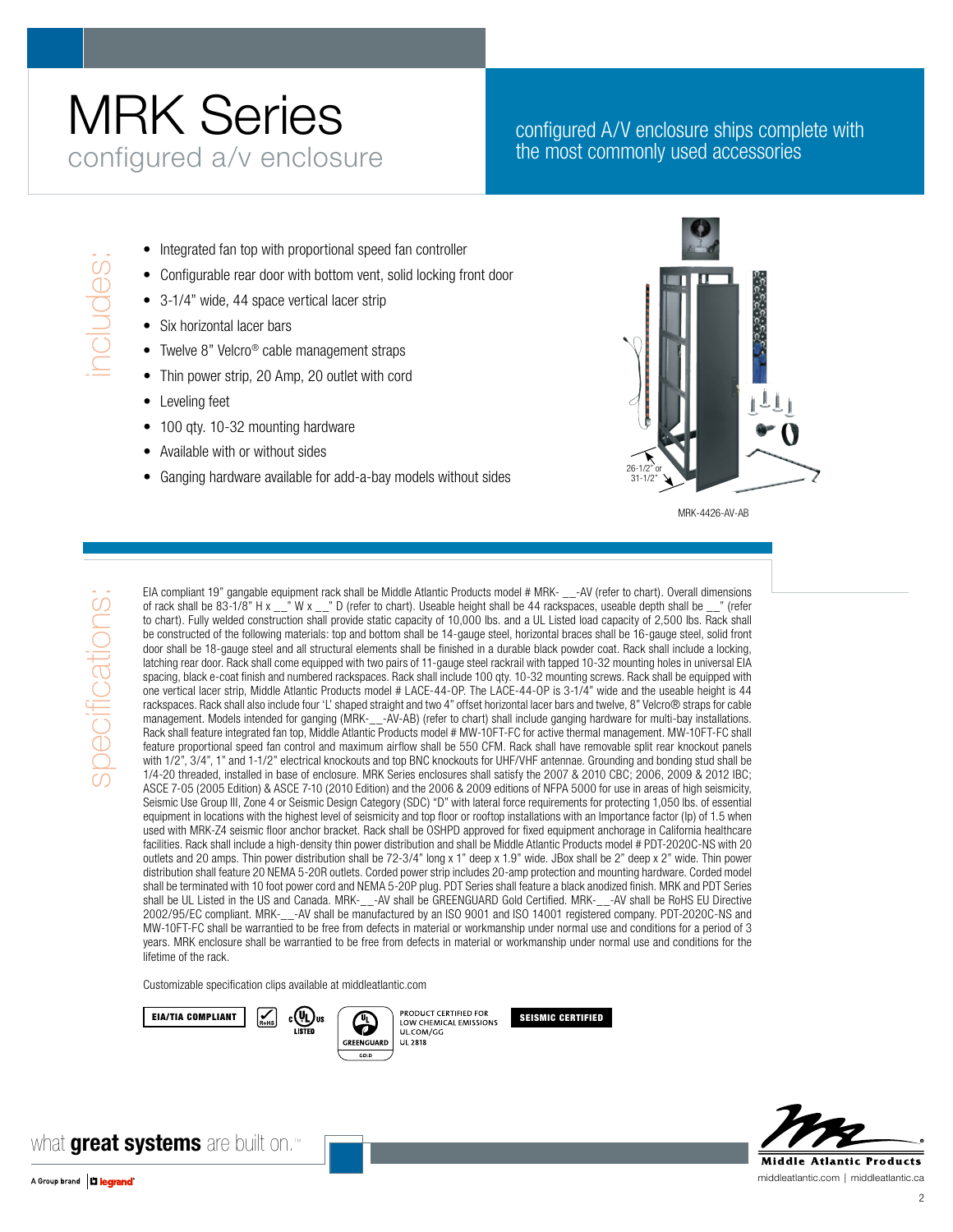# MRK Series

configured a/v enclosure

configured A/V enclosure ships complete with the most commonly used accessories

## includes:

- Integrated fan top with proportional speed fan controller
- Configurable rear door with bottom vent, solid locking front door
- 3-1/4" wide, 44 space vertical lacer strip
- Six horizontal lacer bars
- Twelve 8" Velcro® cable management straps
- Thin power strip, 20 Amp, 20 outlet with cord
- Leveling feet
- 100 qty. 10-32 mounting hardware
- Available with or without sides
- Ganging hardware available for add-a-bay models without sides

26-1/2" or 31-1/2"

MRK-4426-AV-AB

## specifications:

EIA compliant 19" gangable equipment rack shall be Middle Atlantic Products model # MRK- __-AV (refer to chart). Overall dimensions of rack shall be 83-1/8" H x __" W x __" D (refer to chart). Useable height shall be 44 rackspaces, useable depth shall be __" (refer to chart). Fully welded construction shall provide static capacity of 10,000 lbs. and a UL Listed load capacity of 2,500 lbs. Rack shall be constructed of the following materials: top and bottom shall be 14-gauge steel, horizontal braces shall be 16-gauge steel, solid front door shall be 18-gauge steel and all structural elements shall be finished in a durable black powder coat. Rack shall include a locking, latching rear door. Rack shall come equipped with two pairs of 11-gauge steel rackrail with tapped 10-32 mounting holes in universal EIA spacing, black e-coat finish and numbered rackspaces. Rack shall include 100 qty. 10-32 mounting screws. Rack shall be equipped with one vertical lacer strip, Middle Atlantic Products model # LACE-44-OP. The LACE-44-OP is 3-1/4" wide and the useable height is 44 rackspaces. Rack shall also include four 'L' shaped straight and two 4" offset horizontal lacer bars and twelve, 8" Velcro® straps for cable management. Models intended for ganging (MRK-__-AV-AB) (refer to chart) shall include ganging hardware for multi-bay installations. Rack shall feature integrated fan top, Middle Atlantic Products model # MW-10FT-FC for active thermal management. MW-10FT-FC shall feature proportional speed fan control and maximum airflow shall be 550 CFM. Rack shall have removable split rear knockout panels with 1/2", 3/4", 1" and 1-1/2" electrical knockouts and top BNC knockouts for UHF/VHF antennae. Grounding and bonding stud shall be 1/4-20 threaded, installed in base of enclosure. MRK Series enclosures shall satisfy the 2007 & 2010 CBC; 2006, 2009 & 2012 IBC; ASCE 7-05 (2005 Edition) & ASCE 7-10 (2010 Edition) and the 2006 & 2009 editions of NFPA 5000 for use in areas of high seismicity, Seismic Use Group III, Zone 4 or Seismic Design Category (SDC) "D" with lateral force requirements for protecting 1,050 lbs. of essential equipment in locations with the highest level of seismicity and top floor or rooftop installations with an Importance factor (Ip) of 1.5 when used with MRK-Z4 seismic floor anchor bracket. Rack shall be OSHPD approved for fixed equipment anchorage in California healthcare facilities. Rack shall include a high-density thin power distribution and shall be Middle Atlantic Products model # PDT-2020C-NS with 20 outlets and 20 amps. Thin power distribution shall be 72-3/4" long x 1" deep x 1.9" wide. JBox shall be 2" deep x 2" wide. Thin power distribution shall feature 20 NEMA 5-20R outlets. Corded power strip includes 20-amp protection and mounting hardware. Corded model shall be terminated with 10 foot power cord and NEMA 5-20P plug. PDT Series shall feature a black anodized finish. MRK and PDT Series shall be UL Listed in the US and Canada. MRK-__-AV shall be GREENGUARD Gold Certified. MRK-__-AV shall be RoHS EU Directive 2002/95/EC compliant. MRK-__-AV shall be manufactured by an ISO 9001 and ISO 14001 registered company. PDT-2020C-NS and MW-10FT-FC shall be warrantied to be free from defects in material or workmanship under normal use and conditions for a period of 3 years. MRK enclosure shall be warrantied to be free from defects in material or workmanship under normal use and conditions for the lifetime of the rack.

Customizable specification clips available at middleatlantic.com

EIA/TIA COMPLIANT | RoHS | c UL us LISTED | GREENGUARD GOLD — PRODUCT CERTIFIED FOR LOW CHEMICAL EMISSIONS UL.COM/GG UL 2818 | SEISMIC CERTIFIED

what **great systems** are built on.™

A Group brand | legrand

Middle Atlantic Products

middleatlantic.com | middleatlantic.ca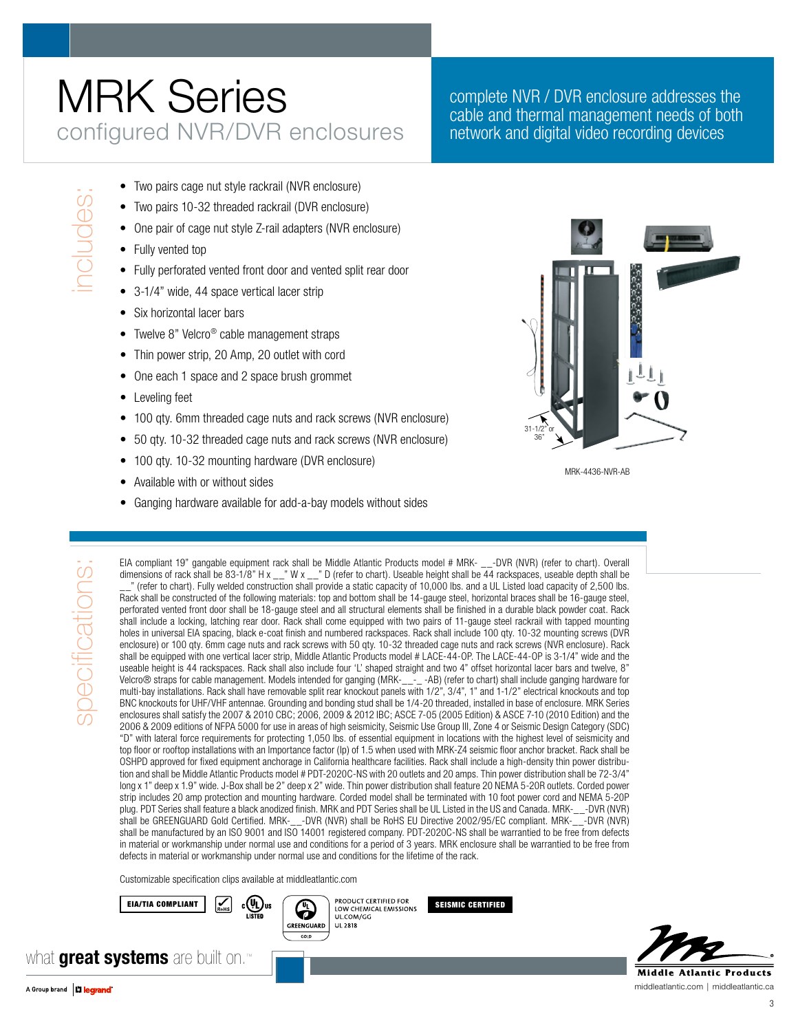# MRK Series

## configured NVR/DVR enclosures

complete NVR / DVR enclosure addresses the cable and thermal management needs of both network and digital video recording devices

### includes:

- Two pairs cage nut style rackrail (NVR enclosure)
- Two pairs 10-32 threaded rackrail (DVR enclosure)
- One pair of cage nut style Z-rail adapters (NVR enclosure)
- Fully vented top
- Fully perforated vented front door and vented split rear door
- 3-1/4" wide, 44 space vertical lacer strip
- Six horizontal lacer bars
- Twelve 8" Velcro® cable management straps
- Thin power strip, 20 Amp, 20 outlet with cord
- One each 1 space and 2 space brush grommet
- Leveling feet
- 100 qty. 6mm threaded cage nuts and rack screws (NVR enclosure)
- 50 qty. 10-32 threaded cage nuts and rack screws (NVR enclosure)
- 100 qty. 10-32 mounting hardware (DVR enclosure)
- Available with or without sides
- Ganging hardware available for add-a-bay models without sides

31-1/2" or 36"

MRK-4436-NVR-AB

### specifications:

EIA compliant 19" gangable equipment rack shall be Middle Atlantic Products model # MRK- __-DVR (NVR) (refer to chart). Overall dimensions of rack shall be 83-1/8" H x __" W x __" D (refer to chart). Useable height shall be 44 rackspaces, useable depth shall be __" (refer to chart). Fully welded construction shall provide a static capacity of 10,000 lbs. and a UL Listed load capacity of 2,500 lbs. Rack shall be constructed of the following materials: top and bottom shall be 14-gauge steel, horizontal braces shall be 16-gauge steel, perforated vented front door shall be 18-gauge steel and all structural elements shall be finished in a durable black powder coat. Rack shall include a locking, latching rear door. Rack shall come equipped with two pairs of 11-gauge steel rackrail with tapped mounting holes in universal EIA spacing, black e-coat finish and numbered rackspaces. Rack shall include 100 qty. 10-32 mounting screws (DVR enclosure) or 100 qty. 6mm cage nuts and rack screws with 50 qty. 10-32 threaded cage nuts and rack screws (NVR enclosure). Rack shall be equipped with one vertical lacer strip, Middle Atlantic Products model # LACE-44-OP. The LACE-44-OP is 3-1/4" wide and the useable height is 44 rackspaces. Rack shall also include four 'L' shaped straight and two 4" offset horizontal lacer bars and twelve, 8" Velcro® straps for cable management. Models intended for ganging (MRK-__-_ -AB) (refer to chart) shall include ganging hardware for multi-bay installations. Rack shall have removable split rear knockout panels with 1/2", 3/4", 1" and 1-1/2" electrical knockouts and top BNC knockouts for UHF/VHF antennae. Grounding and bonding stud shall be 1/4-20 threaded, installed in base of enclosure. MRK Series enclosures shall satisfy the 2007 & 2010 CBC; 2006, 2009 & 2012 IBC; ASCE 7-05 (2005 Edition) & ASCE 7-10 (2010 Edition) and the 2006 & 2009 editions of NFPA 5000 for use in areas of high seismicity, Seismic Use Group III, Zone 4 or Seismic Design Category (SDC) "D" with lateral force requirements for protecting 1,050 lbs. of essential equipment in locations with the highest level of seismicity and top floor or rooftop installations with an Importance factor (Ip) of 1.5 when used with MRK-Z4 seismic floor anchor bracket. Rack shall be OSHPD approved for fixed equipment anchorage in California healthcare facilities. Rack shall include a high-density thin power distribution and shall be Middle Atlantic Products model # PDT-2020C-NS with 20 outlets and 20 amps. Thin power distribution shall be 72-3/4" long x 1" deep x 1.9" wide. J-Box shall be 2" deep x 2" wide. Thin power distribution shall feature 20 NEMA 5-20R outlets. Corded power strip includes 20 amp protection and mounting hardware. Corded model shall be terminated with 10 foot power cord and NEMA 5-20P plug. PDT Series shall feature a black anodized finish. MRK and PDT Series shall be UL Listed in the US and Canada. MRK-__-DVR (NVR) shall be GREENGUARD Gold Certified. MRK-__-DVR (NVR) shall be RoHS EU Directive 2002/95/EC compliant. MRK-__-DVR (NVR) shall be manufactured by an ISO 9001 and ISO 14001 registered company. PDT-2020C-NS shall be warrantied to be free from defects in material or workmanship under normal use and conditions for a period of 3 years. MRK enclosure shall be warrantied to be free from defects in material or workmanship under normal use and conditions for the lifetime of the rack.

Customizable specification clips available at middleatlantic.com

EIA/TIA COMPLIANT | RoHS | c UL us LISTED | GREENGUARD GOLD — PRODUCT CERTIFIED FOR LOW CHEMICAL EMISSIONS UL.COM/GG UL 2818 | SEISMIC CERTIFIED

what **great systems** are built on.™

A Group brand | legrand

Middle Atlantic Products

middleatlantic.com | middleatlantic.ca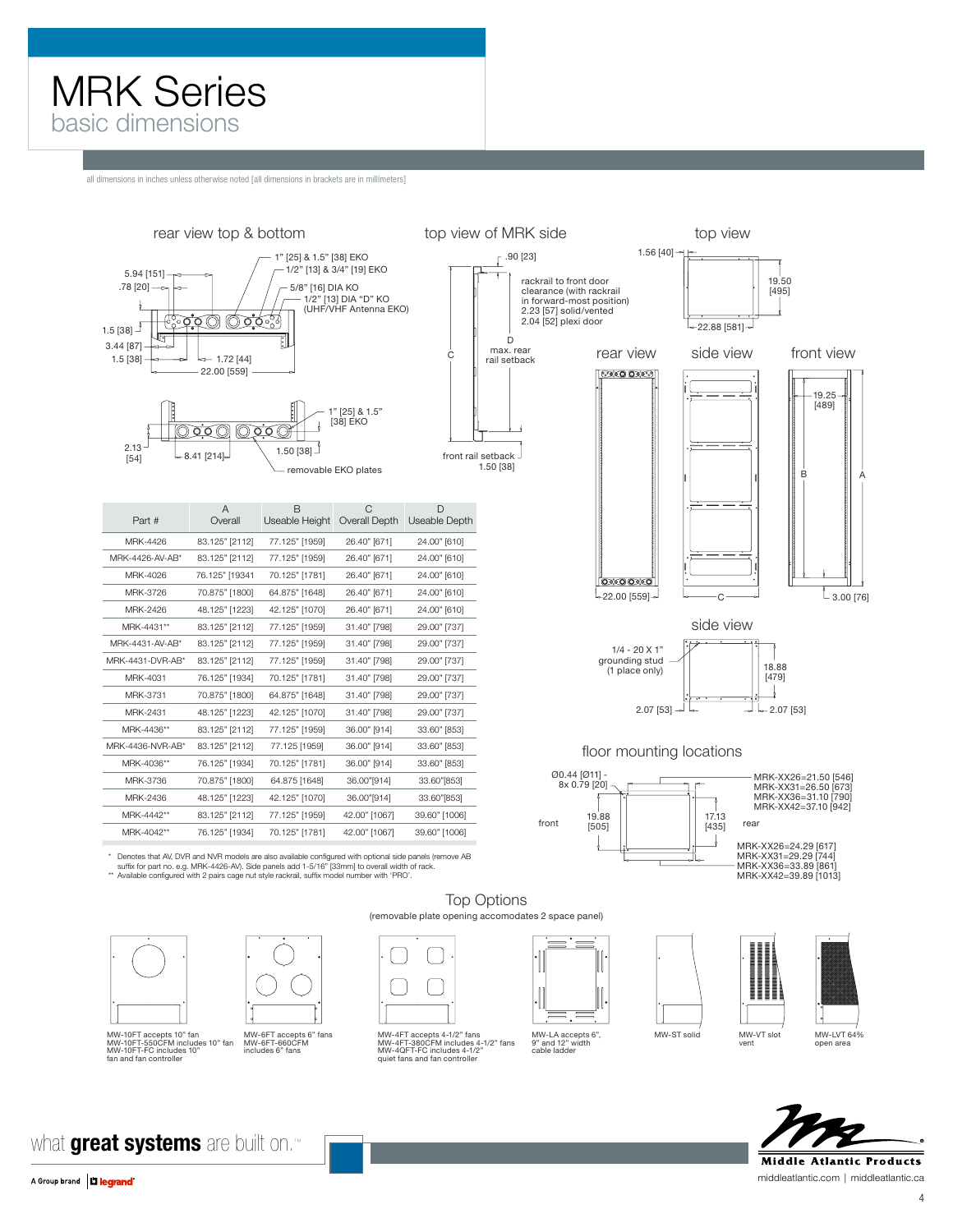# MRK Series

basic dimensions

all dimensions in inches unless otherwise noted [all dimensions in brackets are in millimeters]

### rear view top & bottom

1" [25] & 1.5" [38] EKO
1/2" [13] & 3/4" [19] EKO
5.94 [151]
.78 [20]
5/8" [16] DIA KO
1/2" [13] DIA "D" KO (UHF/VHF Antenna EKO)
1.5 [38]
3.44 [87]
1.5 [38]
1.72 [44]
22.00 [559]
1" [25] & 1.5" [38] EKO
2.13 [54]
8.41 [214]
1.50 [38]
removable EKO plates

### top view of MRK side

.90 [23]
rackrail to front door clearance (with rackrail in forward-most position) 2.23 [57] solid/vented 2.04 [52] plexi door
C
D max. rear rail setback
front rail setback 1.50 [38]

### top view

1.56 [40]
19.50 [495]
22.88 [581]

### rear view

22.00 [559]

### side view

C

### front view

19.25 [489]
B
A
3.00 [76]

| Part # | A Overall | B Useable Height | C Overall Depth | D Useable Depth |
|---|---|---|---|---|
| MRK-4426 | 83.125" [2112] | 77.125" [1959] | 26.40" [671] | 24.00" [610] |
| MRK-4426-AV-AB* | 83.125" [2112] | 77.125" [1959] | 26.40" [671] | 24.00" [610] |
| MRK-4026 | 76.125" [19341 | 70.125" [1781] | 26.40" [671] | 24.00" [610] |
| MRK-3726 | 70.875" [1800] | 64.875" [1648] | 26.40" [671] | 24.00" [610] |
| MRK-2426 | 48.125" [1223] | 42.125" [1070] | 26.40" [671] | 24.00" [610] |
| MRK-4431** | 83.125" [2112] | 77.125" [1959] | 31.40" [798] | 29.00" [737] |
| MRK-4431-AV-AB* | 83.125" [2112] | 77.125" [1959] | 31.40" [798] | 29.00" [737] |
| MRK-4431-DVR-AB* | 83.125" [2112] | 77.125" [1959] | 31.40" [798] | 29.00" [737] |
| MRK-4031 | 76.125" [1934] | 70.125" [1781] | 31.40" [798] | 29.00" [737] |
| MRK-3731 | 70.875" [1800] | 64.875" [1648] | 31.40" [798] | 29.00" [737] |
| MRK-2431 | 48.125" [1223] | 42.125" [1070] | 31.40" [798] | 29.00" [737] |
| MRK-4436** | 83.125" [2112] | 77.125" [1959] | 36.00" [914] | 33.60" [853] |
| MRK-4436-NVR-AB* | 83.125" [2112] | 77.125 [1959] | 36.00" [914] | 33.60" [853] |
| MRK-4036** | 76.125" [1934] | 70.125" [1781] | 36.00" [914] | 33.60" [853] |
| MRK-3736 | 70.875" [1800] | 64.875 [1648] | 36.00"[914] | 33.60"[853] |
| MRK-2436 | 48.125" [1223] | 42.125" [1070] | 36.00"[914] | 33.60"[853] |
| MRK-4442** | 83.125" [2112] | 77.125" [1959] | 42.00" [1067] | 39.60" [1006] |
| MRK-4042** | 76.125" [1934] | 70.125" [1781] | 42.00" [1067] | 39.60" [1006] |

\* Denotes that AV, DVR and NVR models are also available configured with optional side panels (remove AB suffix for part no. e.g. MRK-4426-AV). Side panels add 1-5/16" [33mm] to overall width of rack.
\*\* Available configured with 2 pairs cage nut style rackrail, suffix model number with 'PRO'.

### side view

1/4 - 20 X 1" grounding stud (1 place only)
18.88 [479]
2.07 [53]
2.07 [53]

### floor mounting locations

Ø0.44 [Ø11] - 8x 0.79 [20]
front
19.88 [505]
17.13 [435]
rear
MRK-XX26=21.50 [546]
MRK-XX31=26.50 [673]
MRK-XX36=31.10 [790]
MRK-XX42=37.10 [942]
MRK-XX26=24.29 [617]
MRK-XX31=29.29 [744]
MRK-XX36=33.89 [861]
MRK-XX42=39.89 [1013]

## Top Options

(removable plate opening accomodates 2 space panel)

MW-10FT accepts 10" fan
MW-10FT-550CFM includes 10" fan
MW-10FT-FC includes 10" fan and fan controller

MW-6FT accepts 6" fans
MW-6FT-660CFM includes 6" fans

MW-4FT accepts 4-1/2" fans
MW-4FT-380CFM includes 4-1/2" fans
MW-4QFT-FC includes 4-1/2" quiet fans and fan controller

MW-LA accepts 6", 9" and 12" width cable ladder

MW-ST solid

MW-VT slot vent

MW-LVT 64% open area

what **great systems** are built on.™

A Group brand legrand

Middle Atlantic Products

middleatlantic.com | middleatlantic.ca